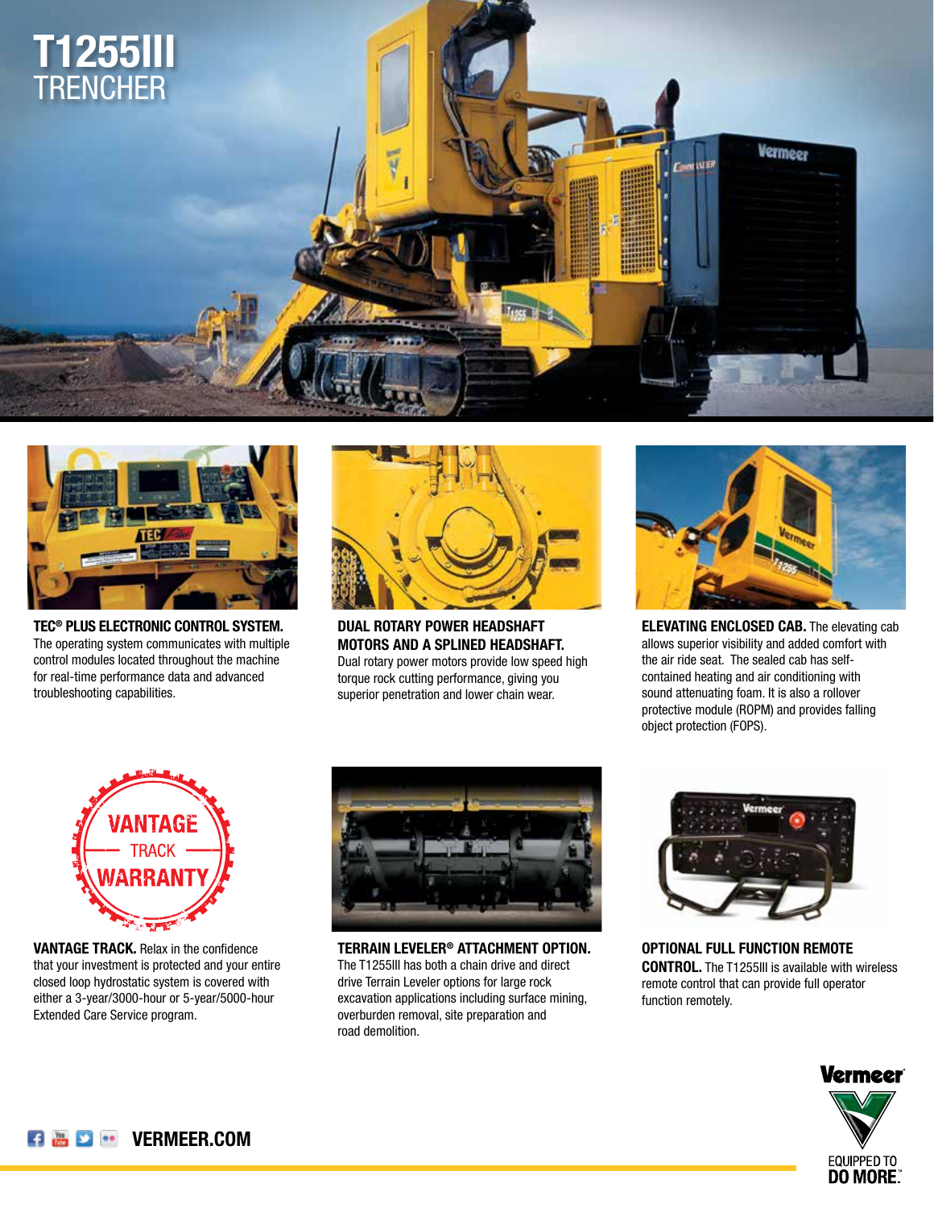# T1255III TRENCHER

**TEC® PLUS ELECTRONIC CONTROL SYSTEM.** The operating system communicates with multiple control modules located throughout the machine for real-time performance data and advanced troubleshooting capabilities.

**DUAL ROTARY POWER HEADSHAFT MOTORS AND A SPLINED HEADSHAFT.** Dual rotary power motors provide low speed high torque rock cutting performance, giving you superior penetration and lower chain wear.

**ELEVATING ENCLOSED CAB.** The elevating cab allows superior visibility and added comfort with the air ride seat. The sealed cab has self-contained heating and air conditioning with sound attenuating foam. It is also a rollover protective module (ROPM) and provides falling object protection (FOPS).

**VANTAGE TRACK.** Relax in the confidence that your investment is protected and your entire closed loop hydrostatic system is covered with either a 3-year/3000-hour or 5-year/5000-hour Extended Care Service program.

**TERRAIN LEVELER® ATTACHMENT OPTION.** The T1255III has both a chain drive and direct drive Terrain Leveler options for large rock excavation applications including surface mining, overburden removal, site preparation and road demolition.

**OPTIONAL FULL FUNCTION REMOTE CONTROL.** The T1255III is available with wireless remote control that can provide full operator function remotely.

VERMEER.COM

Vermeer — EQUIPPED TO DO MORE.™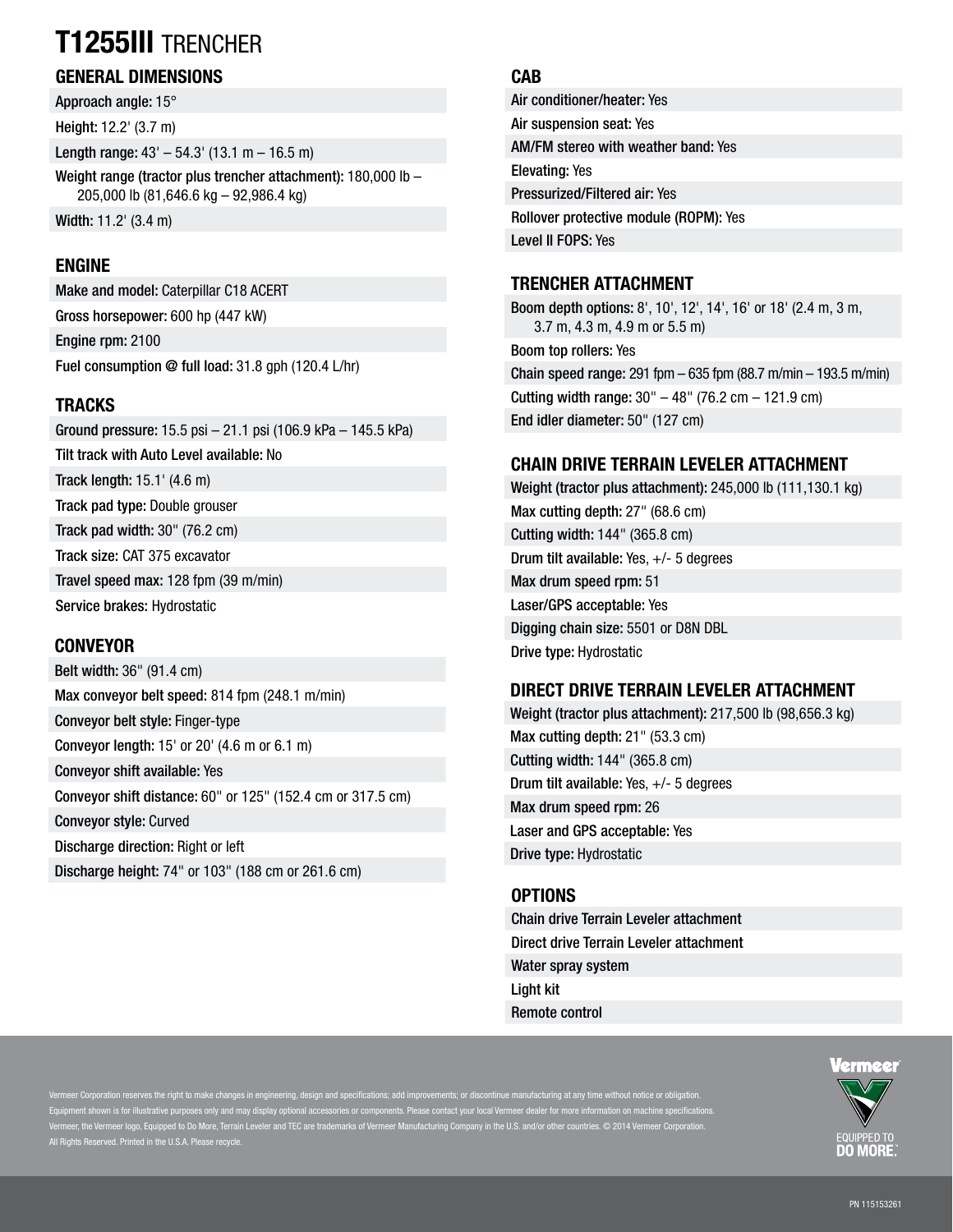# T1255III TRENCHER

## GENERAL DIMENSIONS

**Approach angle:** 15°

**Height:** 12.2' (3.7 m)

**Length range:** 43' – 54.3' (13.1 m – 16.5 m)

**Weight range (tractor plus trencher attachment):** 180,000 lb – 205,000 lb (81,646.6 kg – 92,986.4 kg)

**Width:** 11.2' (3.4 m)

## ENGINE

**Make and model:** Caterpillar C18 ACERT

**Gross horsepower:** 600 hp (447 kW)

**Engine rpm:** 2100

**Fuel consumption @ full load:** 31.8 gph (120.4 L/hr)

## TRACKS

**Ground pressure:** 15.5 psi – 21.1 psi (106.9 kPa – 145.5 kPa)

**Tilt track with Auto Level available:** No

**Track length:** 15.1' (4.6 m)

**Track pad type:** Double grouser

**Track pad width:** 30" (76.2 cm)

**Track size:** CAT 375 excavator

**Travel speed max:** 128 fpm (39 m/min)

**Service brakes:** Hydrostatic

## CONVEYOR

**Belt width:** 36" (91.4 cm)

**Max conveyor belt speed:** 814 fpm (248.1 m/min)

**Conveyor belt style:** Finger-type

**Conveyor length:** 15' or 20' (4.6 m or 6.1 m)

**Conveyor shift available:** Yes

**Conveyor shift distance:** 60" or 125" (152.4 cm or 317.5 cm)

**Conveyor style:** Curved

**Discharge direction:** Right or left

**Discharge height:** 74" or 103" (188 cm or 261.6 cm)

## CAB

**Air conditioner/heater:** Yes

**Air suspension seat:** Yes

**AM/FM stereo with weather band:** Yes

**Elevating:** Yes

**Pressurized/Filtered air:** Yes

**Rollover protective module (ROPM):** Yes

**Level II FOPS:** Yes

## TRENCHER ATTACHMENT

**Boom depth options:** 8', 10', 12', 14', 16' or 18' (2.4 m, 3 m, 3.7 m, 4.3 m, 4.9 m or 5.5 m)

**Boom top rollers:** Yes

**Chain speed range:** 291 fpm – 635 fpm (88.7 m/min – 193.5 m/min)

**Cutting width range:** 30" – 48" (76.2 cm – 121.9 cm)

**End idler diameter:** 50" (127 cm)

## CHAIN DRIVE TERRAIN LEVELER ATTACHMENT

**Weight (tractor plus attachment):** 245,000 lb (111,130.1 kg)

**Max cutting depth:** 27" (68.6 cm)

**Cutting width:** 144" (365.8 cm)

**Drum tilt available:** Yes, +/- 5 degrees

**Max drum speed rpm:** 51

**Laser/GPS acceptable:** Yes

**Digging chain size:** 5501 or D8N DBL

**Drive type:** Hydrostatic

## DIRECT DRIVE TERRAIN LEVELER ATTACHMENT

**Weight (tractor plus attachment):** 217,500 lb (98,656.3 kg)

**Max cutting depth:** 21" (53.3 cm)

**Cutting width:** 144" (365.8 cm)

**Drum tilt available:** Yes, +/- 5 degrees

**Max drum speed rpm:** 26

**Laser and GPS acceptable:** Yes

**Drive type:** Hydrostatic

## OPTIONS

- Chain drive Terrain Leveler attachment
- Direct drive Terrain Leveler attachment
- Water spray system
- Light kit
- Remote control

Vermeer Corporation reserves the right to make changes in engineering, design and specifications; add improvements; or discontinue manufacturing at any time without notice or obligation. Equipment shown is for illustrative purposes only and may display optional accessories or components. Please contact your local Vermeer dealer for more information on machine specifications. Vermeer, the Vermeer logo, Equipped to Do More, Terrain Leveler and TEC are trademarks of Vermeer Manufacturing Company in the U.S. and/or other countries. © 2014 Vermeer Corporation. All Rights Reserved. Printed in the U.S.A. Please recycle.

Vermeer

EQUIPPED TO DO MORE.

PN 115153261